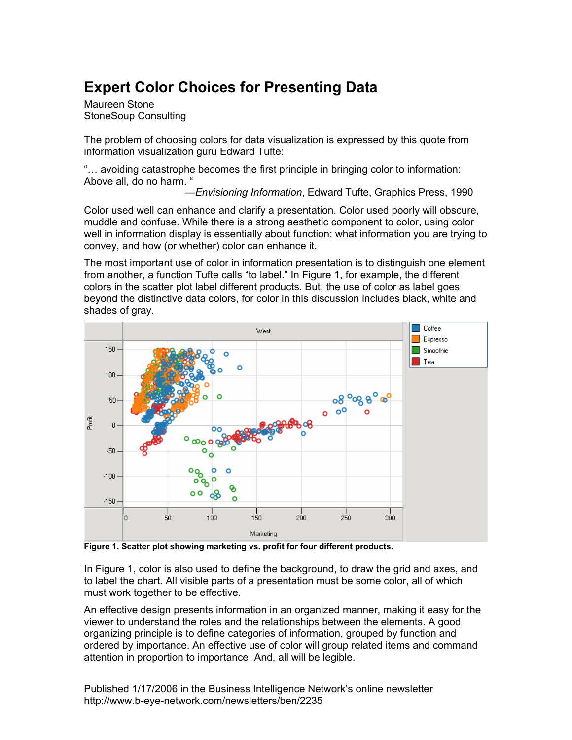# Expert Color Choices for Presenting Data

Maureen Stone
StoneSoup Consulting

The problem of choosing colors for data visualization is expressed by this quote from information visualization guru Edward Tufte:

"… avoiding catastrophe becomes the first principle in bringing color to information: Above all, do no harm. "

—*Envisioning Information*, Edward Tufte, Graphics Press, 1990

Color used well can enhance and clarify a presentation. Color used poorly will obscure, muddle and confuse. While there is a strong aesthetic component to color, using color well in information display is essentially about function: what information you are trying to convey, and how (or whether) color can enhance it.

The most important use of color in information presentation is to distinguish one element from another, a function Tufte calls "to label." In Figure 1, for example, the different colors in the scatter plot label different products. But, the use of color as label goes beyond the distinctive data colors, for color in this discussion includes black, white and shades of gray.

**Figure 1. Scatter plot showing marketing vs. profit for four different products.**

In Figure 1, color is also used to define the background, to draw the grid and axes, and to label the chart. All visible parts of a presentation must be some color, all of which must work together to be effective.

An effective design presents information in an organized manner, making it easy for the viewer to understand the roles and the relationships between the elements. A good organizing principle is to define categories of information, grouped by function and ordered by importance. An effective use of color will group related items and command attention in proportion to importance. And, all will be legible.

Published 1/17/2006 in the Business Intelligence Network's online newsletter
http://www.b-eye-network.com/newsletters/ben/2235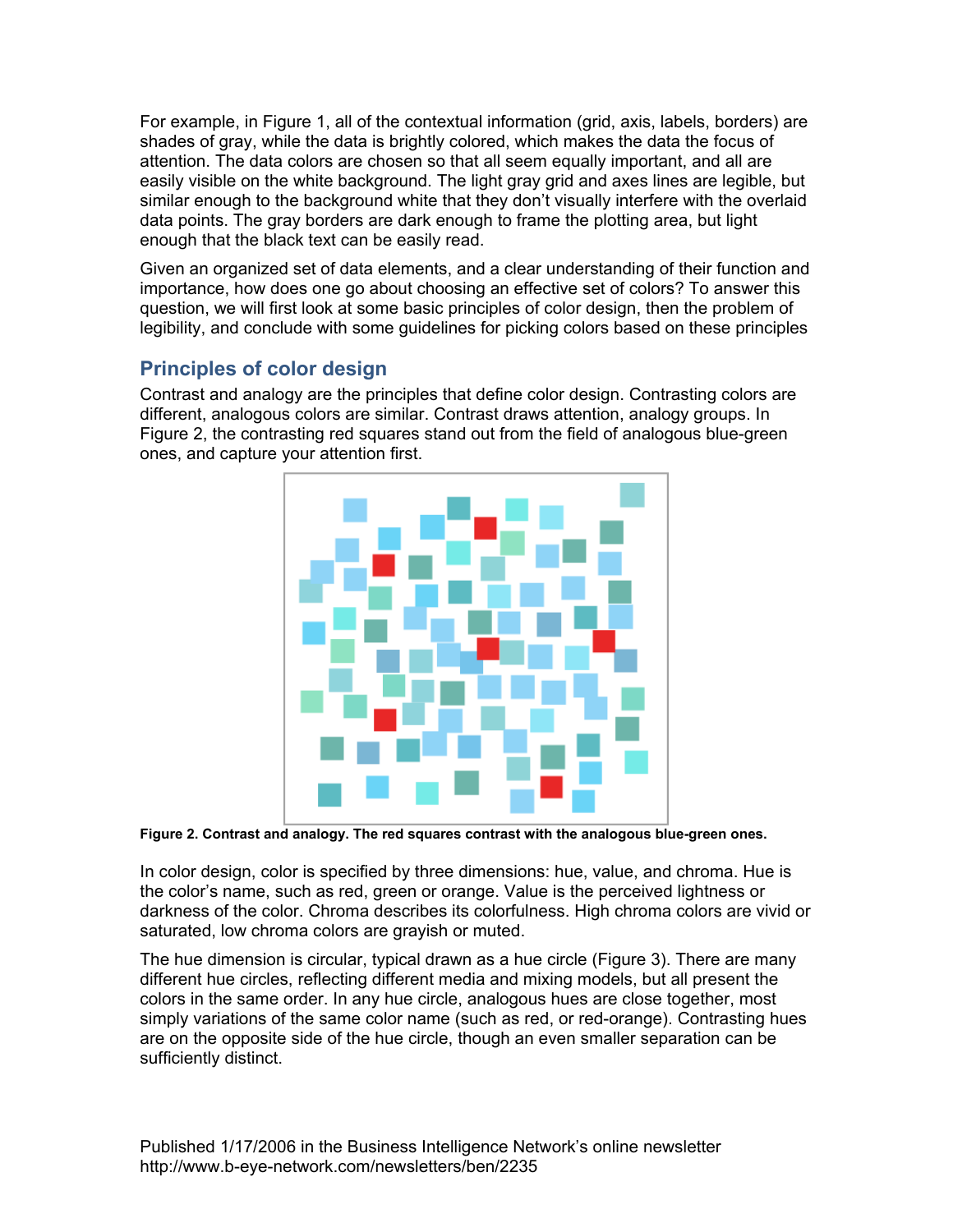For example, in Figure 1, all of the contextual information (grid, axis, labels, borders) are shades of gray, while the data is brightly colored, which makes the data the focus of attention. The data colors are chosen so that all seem equally important, and all are easily visible on the white background. The light gray grid and axes lines are legible, but similar enough to the background white that they don't visually interfere with the overlaid data points. The gray borders are dark enough to frame the plotting area, but light enough that the black text can be easily read.

Given an organized set of data elements, and a clear understanding of their function and importance, how does one go about choosing an effective set of colors? To answer this question, we will first look at some basic principles of color design, then the problem of legibility, and conclude with some guidelines for picking colors based on these principles

## Principles of color design

Contrast and analogy are the principles that define color design. Contrasting colors are different, analogous colors are similar. Contrast draws attention, analogy groups. In Figure 2, the contrasting red squares stand out from the field of analogous blue-green ones, and capture your attention first.

**Figure 2. Contrast and analogy. The red squares contrast with the analogous blue-green ones.**

In color design, color is specified by three dimensions: hue, value, and chroma. Hue is the color's name, such as red, green or orange. Value is the perceived lightness or darkness of the color. Chroma describes its colorfulness. High chroma colors are vivid or saturated, low chroma colors are grayish or muted.

The hue dimension is circular, typical drawn as a hue circle (Figure 3). There are many different hue circles, reflecting different media and mixing models, but all present the colors in the same order. In any hue circle, analogous hues are close together, most simply variations of the same color name (such as red, or red-orange). Contrasting hues are on the opposite side of the hue circle, though an even smaller separation can be sufficiently distinct.

Published 1/17/2006 in the Business Intelligence Network's online newsletter
http://www.b-eye-network.com/newsletters/ben/2235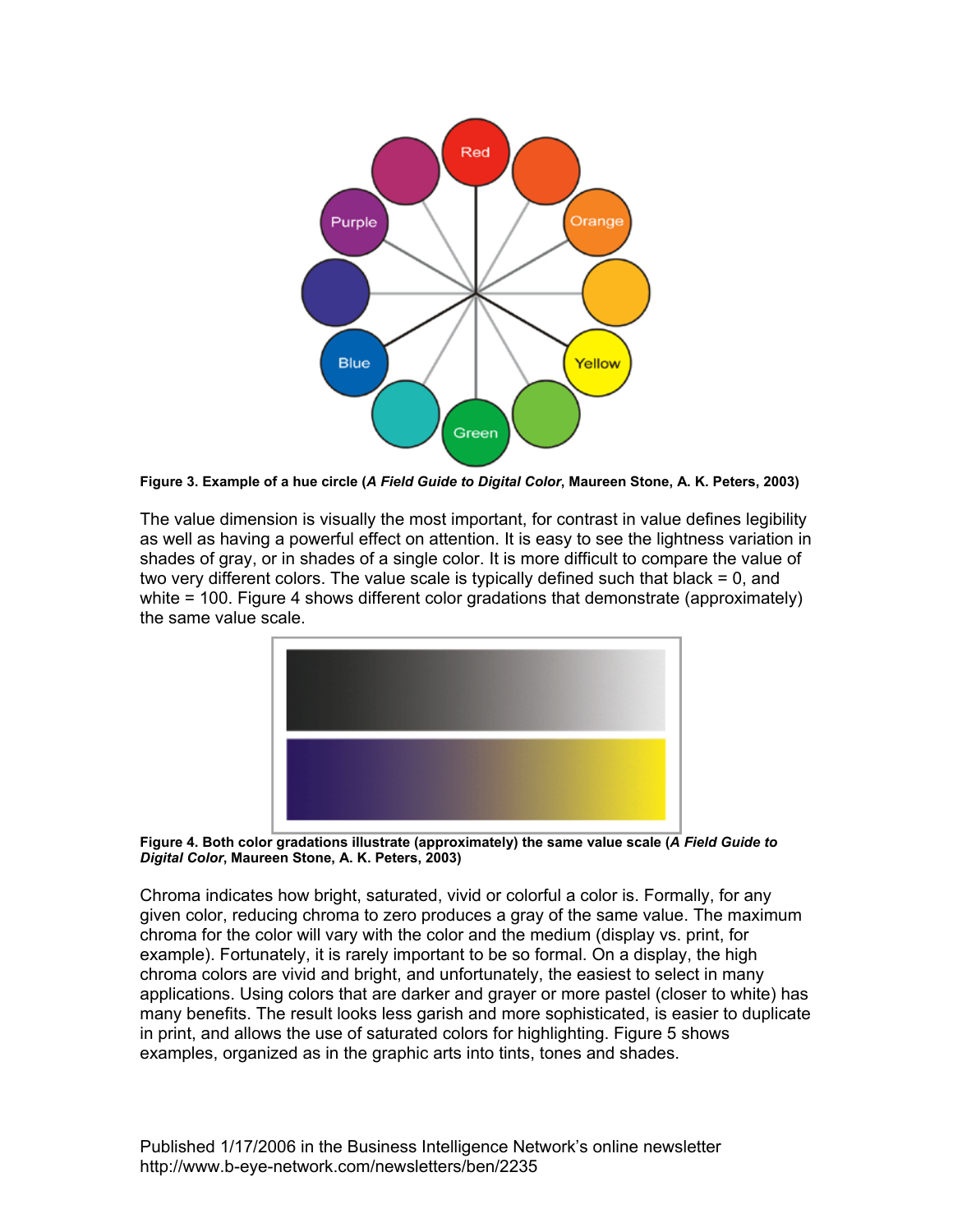**Figure 3. Example of a hue circle (*A Field Guide to Digital Color*, Maureen Stone, A. K. Peters, 2003)**

The value dimension is visually the most important, for contrast in value defines legibility as well as having a powerful effect on attention. It is easy to see the lightness variation in shades of gray, or in shades of a single color. It is more difficult to compare the value of two very different colors. The value scale is typically defined such that black = 0, and white = 100. Figure 4 shows different color gradations that demonstrate (approximately) the same value scale.

**Figure 4. Both color gradations illustrate (approximately) the same value scale (*A Field Guide to Digital Color*, Maureen Stone, A. K. Peters, 2003)**

Chroma indicates how bright, saturated, vivid or colorful a color is. Formally, for any given color, reducing chroma to zero produces a gray of the same value. The maximum chroma for the color will vary with the color and the medium (display vs. print, for example). Fortunately, it is rarely important to be so formal. On a display, the high chroma colors are vivid and bright, and unfortunately, the easiest to select in many applications. Using colors that are darker and grayer or more pastel (closer to white) has many benefits. The result looks less garish and more sophisticated, is easier to duplicate in print, and allows the use of saturated colors for highlighting. Figure 5 shows examples, organized as in the graphic arts into tints, tones and shades.

Published 1/17/2006 in the Business Intelligence Network's online newsletter
http://www.b-eye-network.com/newsletters/ben/2235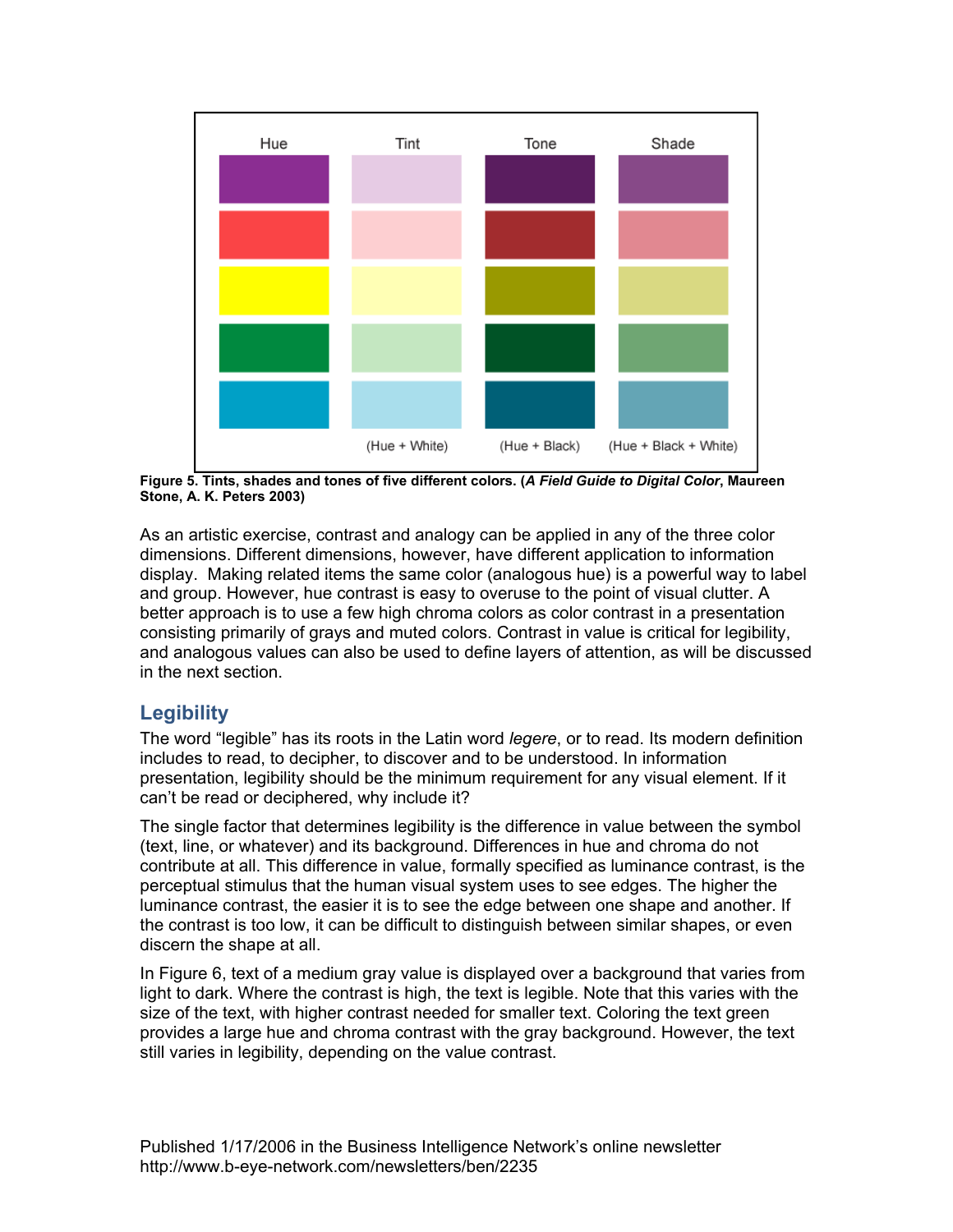Hue | Tint | Tone | Shade

(Hue + White) | (Hue + Black) | (Hue + Black + White)

**Figure 5. Tints, shades and tones of five different colors. (*A Field Guide to Digital Color*, Maureen Stone, A. K. Peters 2003)**

As an artistic exercise, contrast and analogy can be applied in any of the three color dimensions. Different dimensions, however, have different application to information display. Making related items the same color (analogous hue) is a powerful way to label and group. However, hue contrast is easy to overuse to the point of visual clutter. A better approach is to use a few high chroma colors as color contrast in a presentation consisting primarily of grays and muted colors. Contrast in value is critical for legibility, and analogous values can also be used to define layers of attention, as will be discussed in the next section.

## Legibility

The word "legible" has its roots in the Latin word *legere*, or to read. Its modern definition includes to read, to decipher, to discover and to be understood. In information presentation, legibility should be the minimum requirement for any visual element. If it can't be read or deciphered, why include it?

The single factor that determines legibility is the difference in value between the symbol (text, line, or whatever) and its background. Differences in hue and chroma do not contribute at all. This difference in value, formally specified as luminance contrast, is the perceptual stimulus that the human visual system uses to see edges. The higher the luminance contrast, the easier it is to see the edge between one shape and another. If the contrast is too low, it can be difficult to distinguish between similar shapes, or even discern the shape at all.

In Figure 6, text of a medium gray value is displayed over a background that varies from light to dark. Where the contrast is high, the text is legible. Note that this varies with the size of the text, with higher contrast needed for smaller text. Coloring the text green provides a large hue and chroma contrast with the gray background. However, the text still varies in legibility, depending on the value contrast.

Published 1/17/2006 in the Business Intelligence Network's online newsletter
http://www.b-eye-network.com/newsletters/ben/2235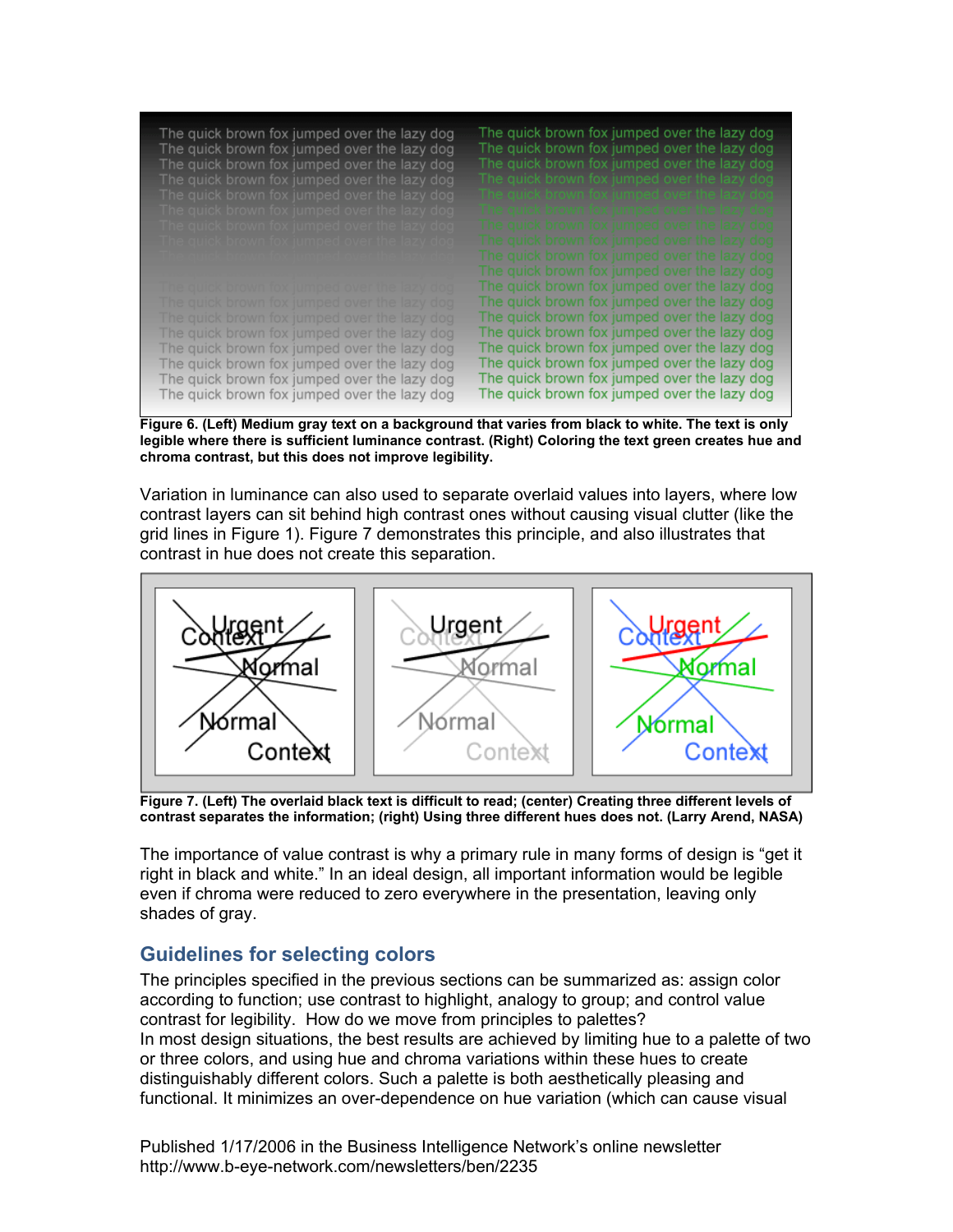**Figure 6. (Left) Medium gray text on a background that varies from black to white. The text is only legible where there is sufficient luminance contrast. (Right) Coloring the text green creates hue and chroma contrast, but this does not improve legibility.**

Variation in luminance can also used to separate overlaid values into layers, where low contrast layers can sit behind high contrast ones without causing visual clutter (like the grid lines in Figure 1). Figure 7 demonstrates this principle, and also illustrates that contrast in hue does not create this separation.

**Figure 7. (Left) The overlaid black text is difficult to read; (center) Creating three different levels of contrast separates the information; (right) Using three different hues does not. (Larry Arend, NASA)**

The importance of value contrast is why a primary rule in many forms of design is "get it right in black and white." In an ideal design, all important information would be legible even if chroma were reduced to zero everywhere in the presentation, leaving only shades of gray.

## Guidelines for selecting colors

The principles specified in the previous sections can be summarized as: assign color according to function; use contrast to highlight, analogy to group; and control value contrast for legibility. How do we move from principles to palettes?

In most design situations, the best results are achieved by limiting hue to a palette of two or three colors, and using hue and chroma variations within these hues to create distinguishably different colors. Such a palette is both aesthetically pleasing and functional. It minimizes an over-dependence on hue variation (which can cause visual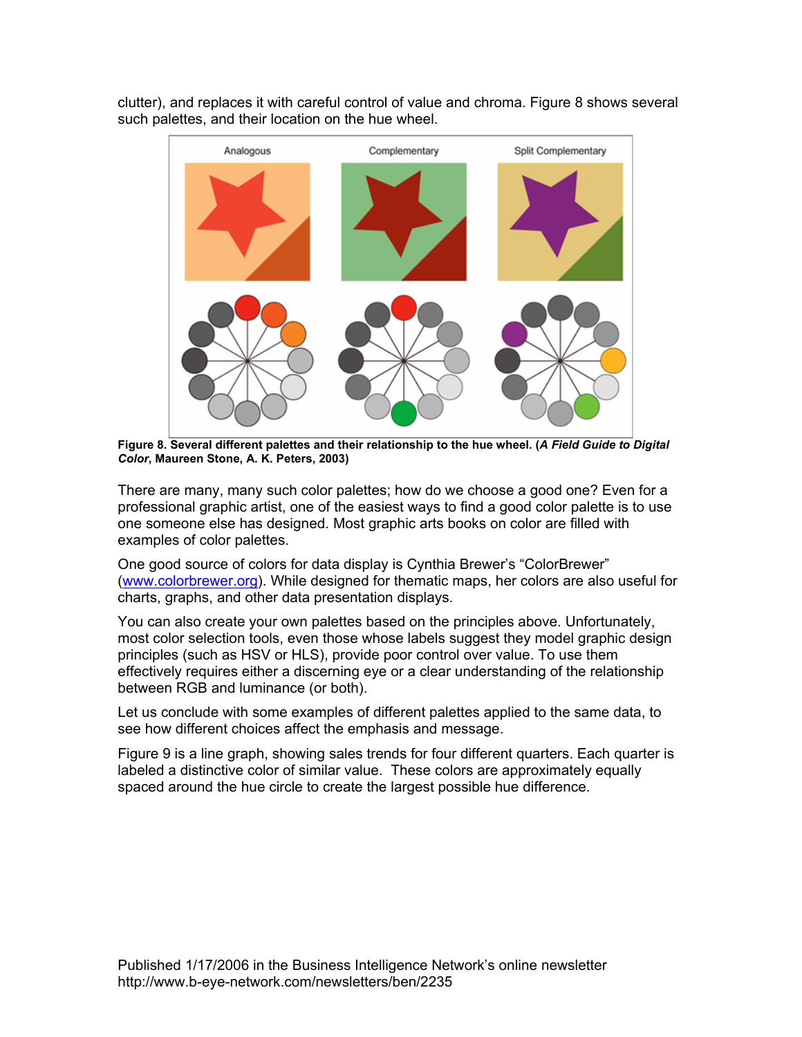clutter), and replaces it with careful control of value and chroma. Figure 8 shows several such palettes, and their location on the hue wheel.

**Figure 8. Several different palettes and their relationship to the hue wheel. (*A Field Guide to Digital Color*, Maureen Stone, A. K. Peters, 2003)**

There are many, many such color palettes; how do we choose a good one? Even for a professional graphic artist, one of the easiest ways to find a good color palette is to use one someone else has designed. Most graphic arts books on color are filled with examples of color palettes.

One good source of colors for data display is Cynthia Brewer's "ColorBrewer" (www.colorbrewer.org). While designed for thematic maps, her colors are also useful for charts, graphs, and other data presentation displays.

You can also create your own palettes based on the principles above. Unfortunately, most color selection tools, even those whose labels suggest they model graphic design principles (such as HSV or HLS), provide poor control over value. To use them effectively requires either a discerning eye or a clear understanding of the relationship between RGB and luminance (or both).

Let us conclude with some examples of different palettes applied to the same data, to see how different choices affect the emphasis and message.

Figure 9 is a line graph, showing sales trends for four different quarters. Each quarter is labeled a distinctive color of similar value. These colors are approximately equally spaced around the hue circle to create the largest possible hue difference.

Published 1/17/2006 in the Business Intelligence Network's online newsletter
http://www.b-eye-network.com/newsletters/ben/2235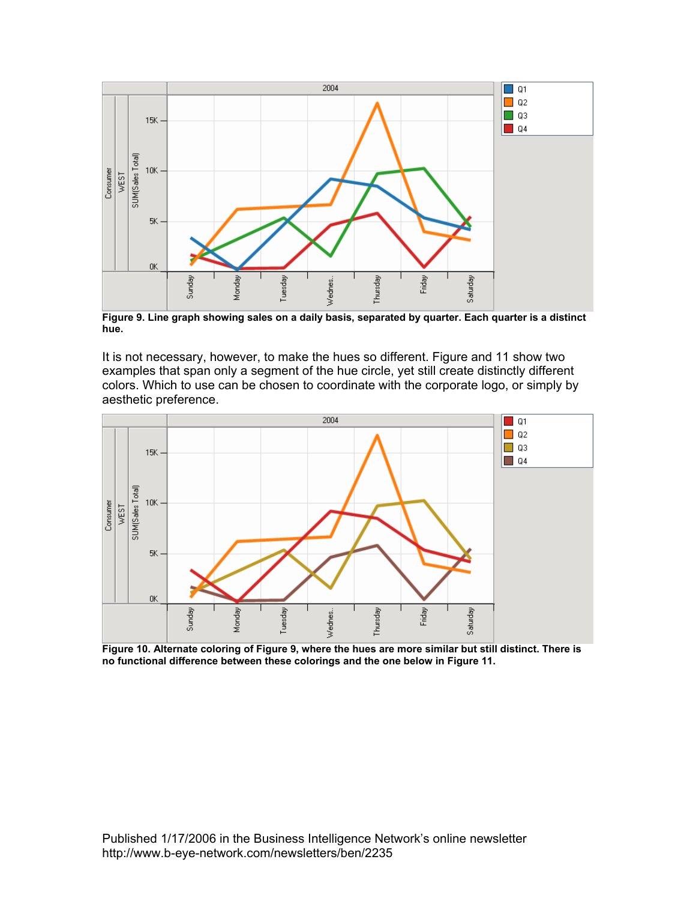**Figure 9. Line graph showing sales on a daily basis, separated by quarter. Each quarter is a distinct hue.**

It is not necessary, however, to make the hues so different. Figure and 11 show two examples that span only a segment of the hue circle, yet still create distinctly different colors. Which to use can be chosen to coordinate with the corporate logo, or simply by aesthetic preference.

**Figure 10. Alternate coloring of Figure 9, where the hues are more similar but still distinct. There is no functional difference between these colorings and the one below in Figure 11.**

Published 1/17/2006 in the Business Intelligence Network's online newsletter
http://www.b-eye-network.com/newsletters/ben/2235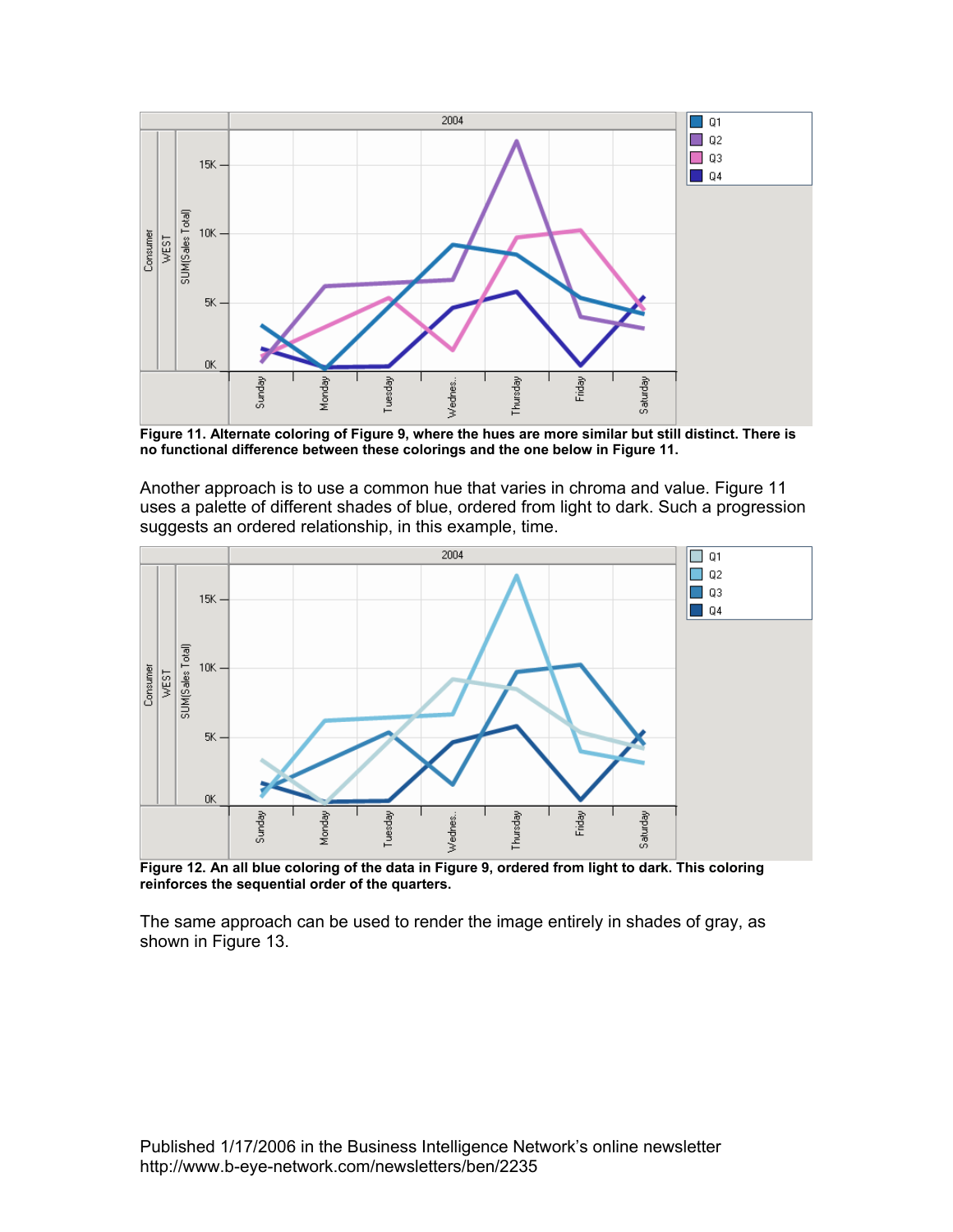**Figure 11. Alternate coloring of Figure 9, where the hues are more similar but still distinct. There is no functional difference between these colorings and the one below in Figure 11.**

Another approach is to use a common hue that varies in chroma and value. Figure 11 uses a palette of different shades of blue, ordered from light to dark. Such a progression suggests an ordered relationship, in this example, time.

**Figure 12. An all blue coloring of the data in Figure 9, ordered from light to dark. This coloring reinforces the sequential order of the quarters.**

The same approach can be used to render the image entirely in shades of gray, as shown in Figure 13.

Published 1/17/2006 in the Business Intelligence Network's online newsletter
http://www.b-eye-network.com/newsletters/ben/2235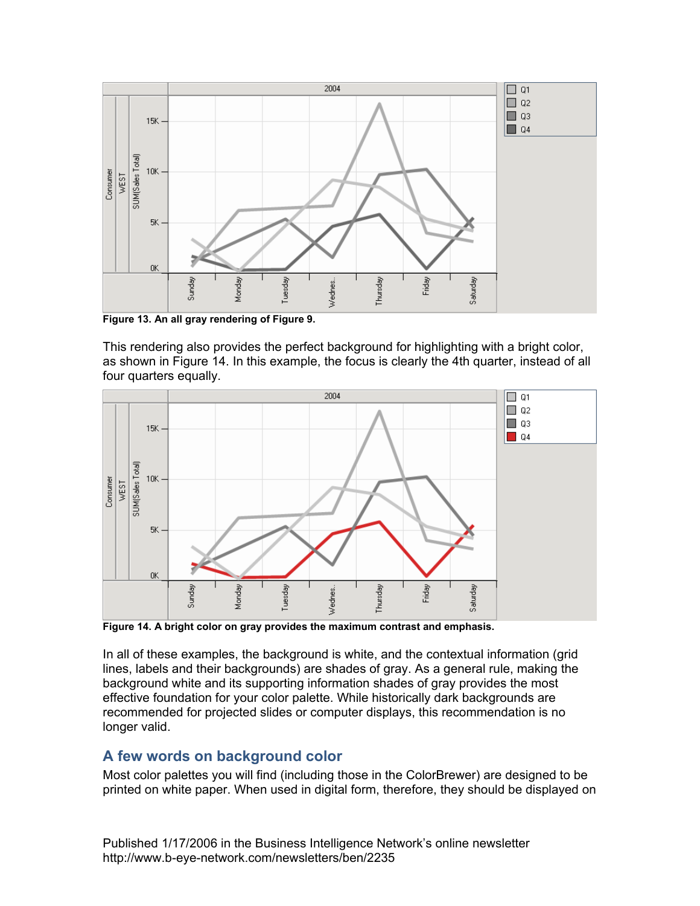**Figure 13. An all gray rendering of Figure 9.**

This rendering also provides the perfect background for highlighting with a bright color, as shown in Figure 14. In this example, the focus is clearly the 4th quarter, instead of all four quarters equally.

**Figure 14. A bright color on gray provides the maximum contrast and emphasis.**

In all of these examples, the background is white, and the contextual information (grid lines, labels and their backgrounds) are shades of gray. As a general rule, making the background white and its supporting information shades of gray provides the most effective foundation for your color palette. While historically dark backgrounds are recommended for projected slides or computer displays, this recommendation is no longer valid.

## A few words on background color

Most color palettes you will find (including those in the ColorBrewer) are designed to be printed on white paper. When used in digital form, therefore, they should be displayed on

Published 1/17/2006 in the Business Intelligence Network's online newsletter
http://www.b-eye-network.com/newsletters/ben/2235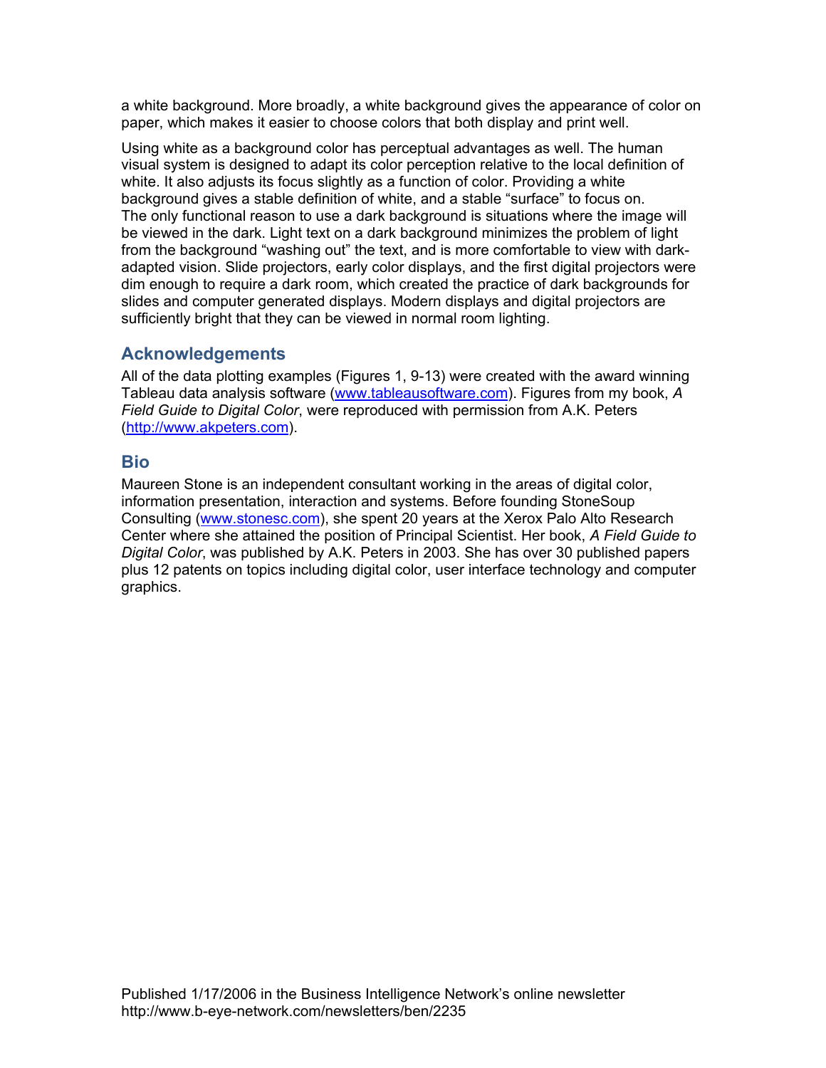a white background. More broadly, a white background gives the appearance of color on paper, which makes it easier to choose colors that both display and print well.

Using white as a background color has perceptual advantages as well. The human visual system is designed to adapt its color perception relative to the local definition of white. It also adjusts its focus slightly as a function of color. Providing a white background gives a stable definition of white, and a stable "surface" to focus on.
The only functional reason to use a dark background is situations where the image will be viewed in the dark. Light text on a dark background minimizes the problem of light from the background "washing out" the text, and is more comfortable to view with dark-adapted vision. Slide projectors, early color displays, and the first digital projectors were dim enough to require a dark room, which created the practice of dark backgrounds for slides and computer generated displays. Modern displays and digital projectors are sufficiently bright that they can be viewed in normal room lighting.

## Acknowledgements

All of the data plotting examples (Figures 1, 9-13) were created with the award winning Tableau data analysis software (www.tableausoftware.com). Figures from my book, *A Field Guide to Digital Color*, were reproduced with permission from A.K. Peters (http://www.akpeters.com).

## Bio

Maureen Stone is an independent consultant working in the areas of digital color, information presentation, interaction and systems. Before founding StoneSoup Consulting (www.stonesc.com), she spent 20 years at the Xerox Palo Alto Research Center where she attained the position of Principal Scientist. Her book, *A Field Guide to Digital Color*, was published by A.K. Peters in 2003. She has over 30 published papers plus 12 patents on topics including digital color, user interface technology and computer graphics.

Published 1/17/2006 in the Business Intelligence Network's online newsletter
http://www.b-eye-network.com/newsletters/ben/2235